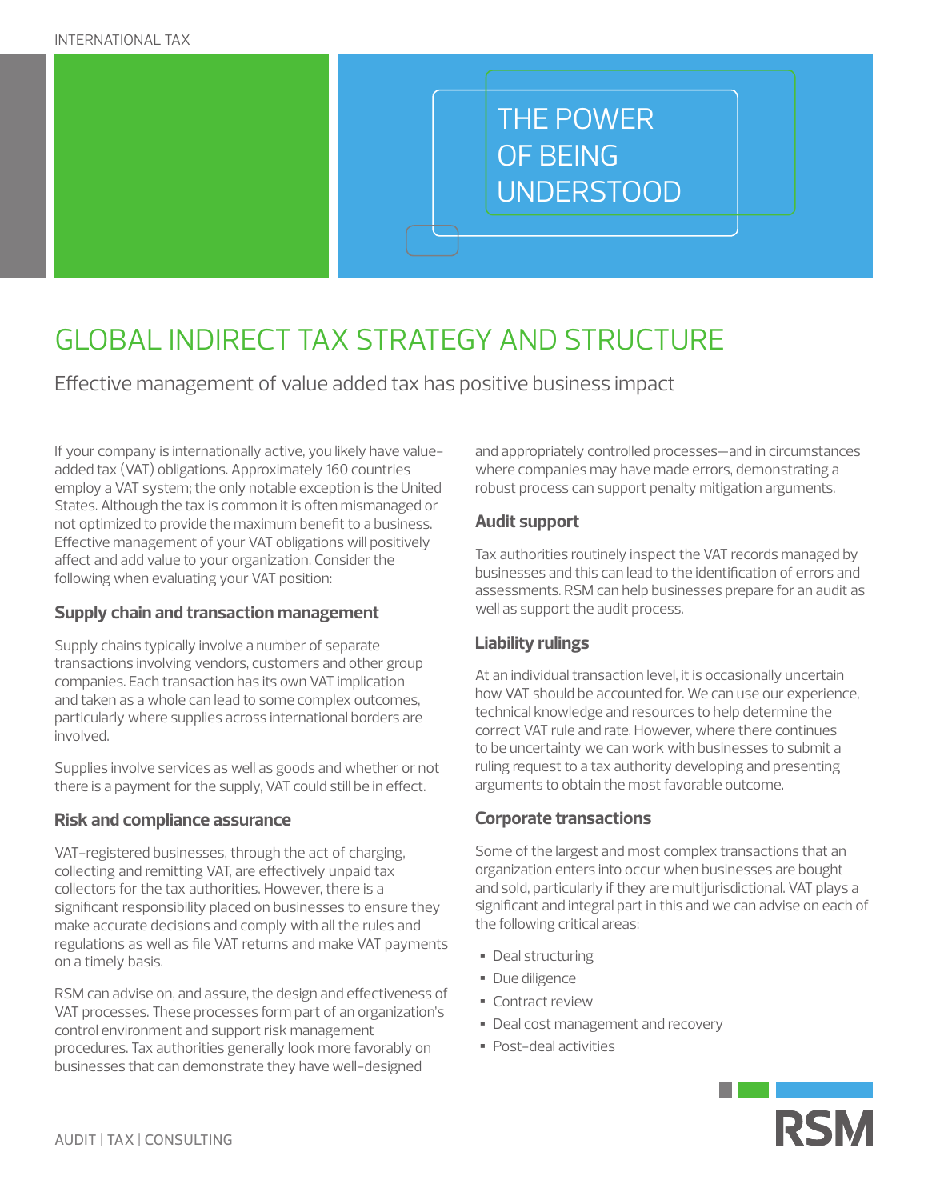INTERNATIONAL TAX

THE POWER OF BEING UNDERSTOOD

# GLOBAL INDIRECT TAX STRATEGY AND STRUCTURE

Effective management of value added tax has positive business impact

If your company is internationally active, you likely have value-added tax (VAT) obligations. Approximately 160 countries employ a VAT system; the only notable exception is the United States. Although the tax is common it is often mismanaged or not optimized to provide the maximum benefit to a business. Effective management of your VAT obligations will positively affect and add value to your organization. Consider the following when evaluating your VAT position:

### Supply chain and transaction management

Supply chains typically involve a number of separate transactions involving vendors, customers and other group companies. Each transaction has its own VAT implication and taken as a whole can lead to some complex outcomes, particularly where supplies across international borders are involved.

Supplies involve services as well as goods and whether or not there is a payment for the supply, VAT could still be in effect.

### Risk and compliance assurance

VAT-registered businesses, through the act of charging, collecting and remitting VAT, are effectively unpaid tax collectors for the tax authorities. However, there is a significant responsibility placed on businesses to ensure they make accurate decisions and comply with all the rules and regulations as well as file VAT returns and make VAT payments on a timely basis.

RSM can advise on, and assure, the design and effectiveness of VAT processes. These processes form part of an organization's control environment and support risk management procedures. Tax authorities generally look more favorably on businesses that can demonstrate they have well-designed and appropriately controlled processes—and in circumstances where companies may have made errors, demonstrating a robust process can support penalty mitigation arguments.

### Audit support

Tax authorities routinely inspect the VAT records managed by businesses and this can lead to the identification of errors and assessments. RSM can help businesses prepare for an audit as well as support the audit process.

### Liability rulings

At an individual transaction level, it is occasionally uncertain how VAT should be accounted for. We can use our experience, technical knowledge and resources to help determine the correct VAT rule and rate. However, where there continues to be uncertainty we can work with businesses to submit a ruling request to a tax authority developing and presenting arguments to obtain the most favorable outcome.

### Corporate transactions

Some of the largest and most complex transactions that an organization enters into occur when businesses are bought and sold, particularly if they are multijurisdictional. VAT plays a significant and integral part in this and we can advise on each of the following critical areas:

- Deal structuring
- Due diligence
- Contract review
- Deal cost management and recovery
- Post-deal activities

AUDIT | TAX | CONSULTING

RSM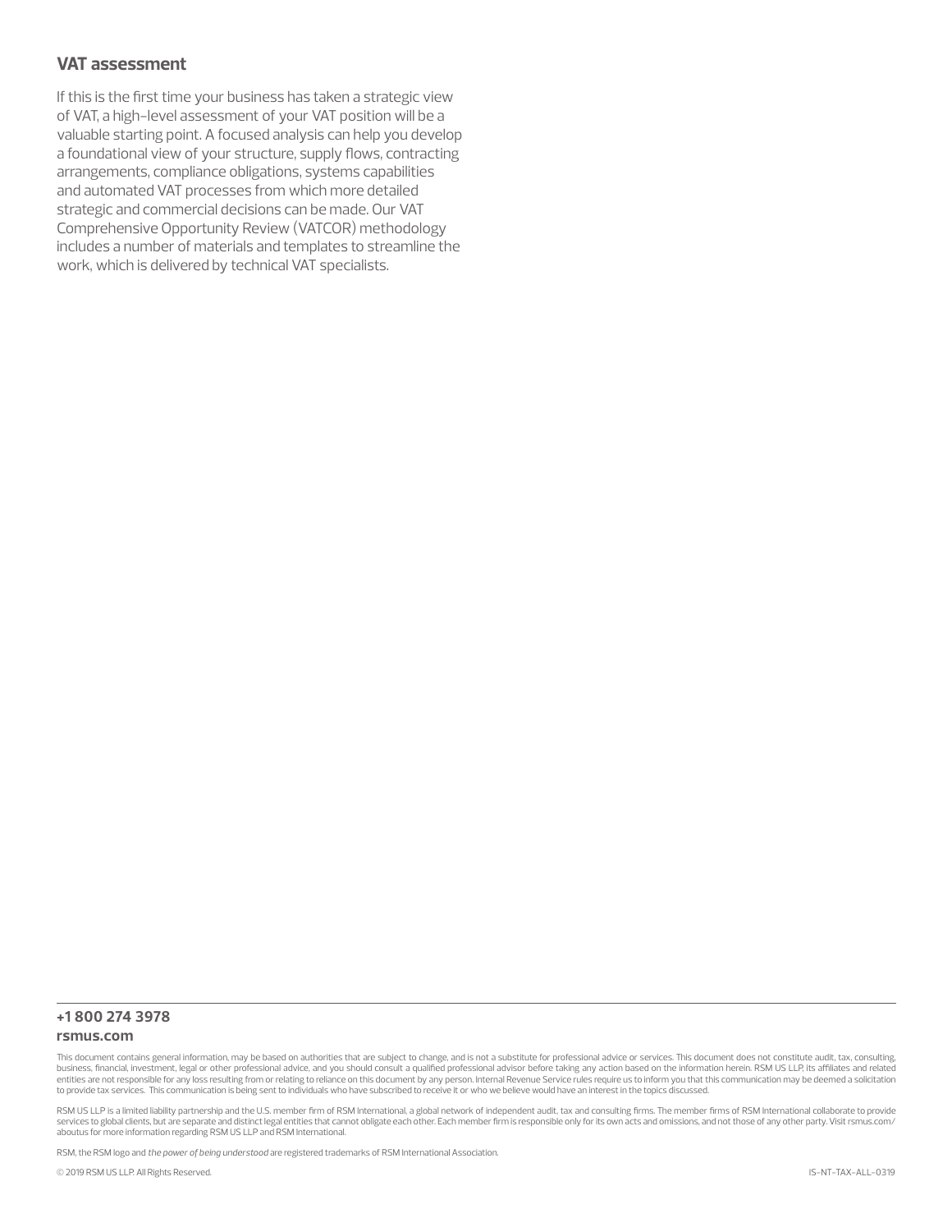## VAT assessment

If this is the first time your business has taken a strategic view of VAT, a high-level assessment of your VAT position will be a valuable starting point. A focused analysis can help you develop a foundational view of your structure, supply flows, contracting arrangements, compliance obligations, systems capabilities and automated VAT processes from which more detailed strategic and commercial decisions can be made. Our VAT Comprehensive Opportunity Review (VATCOR) methodology includes a number of materials and templates to streamline the work, which is delivered by technical VAT specialists.

---

**+1 800 274 3978**

**rsmus.com**

This document contains general information, may be based on authorities that are subject to change, and is not a substitute for professional advice or services. This document does not constitute audit, tax, consulting, business, financial, investment, legal or other professional advice, and you should consult a qualified professional advisor before taking any action based on the information herein. RSM US LLP, its affiliates and related entities are not responsible for any loss resulting from or relating to reliance on this document by any person. Internal Revenue Service rules require us to inform you that this communication may be deemed a solicitation to provide tax services. This communication is being sent to individuals who have subscribed to receive it or who we believe would have an interest in the topics discussed.

RSM US LLP is a limited liability partnership and the U.S. member firm of RSM International, a global network of independent audit, tax and consulting firms. The member firms of RSM International collaborate to provide services to global clients, but are separate and distinct legal entities that cannot obligate each other. Each member firm is responsible only for its own acts and omissions, and not those of any other party. Visit rsmus.com/aboutus for more information regarding RSM US LLP and RSM International.

RSM, the RSM logo and *the power of being understood* are registered trademarks of RSM International Association.

© 2019 RSM US LLP. All Rights Reserved.

IS-NT-TAX-ALL-0319